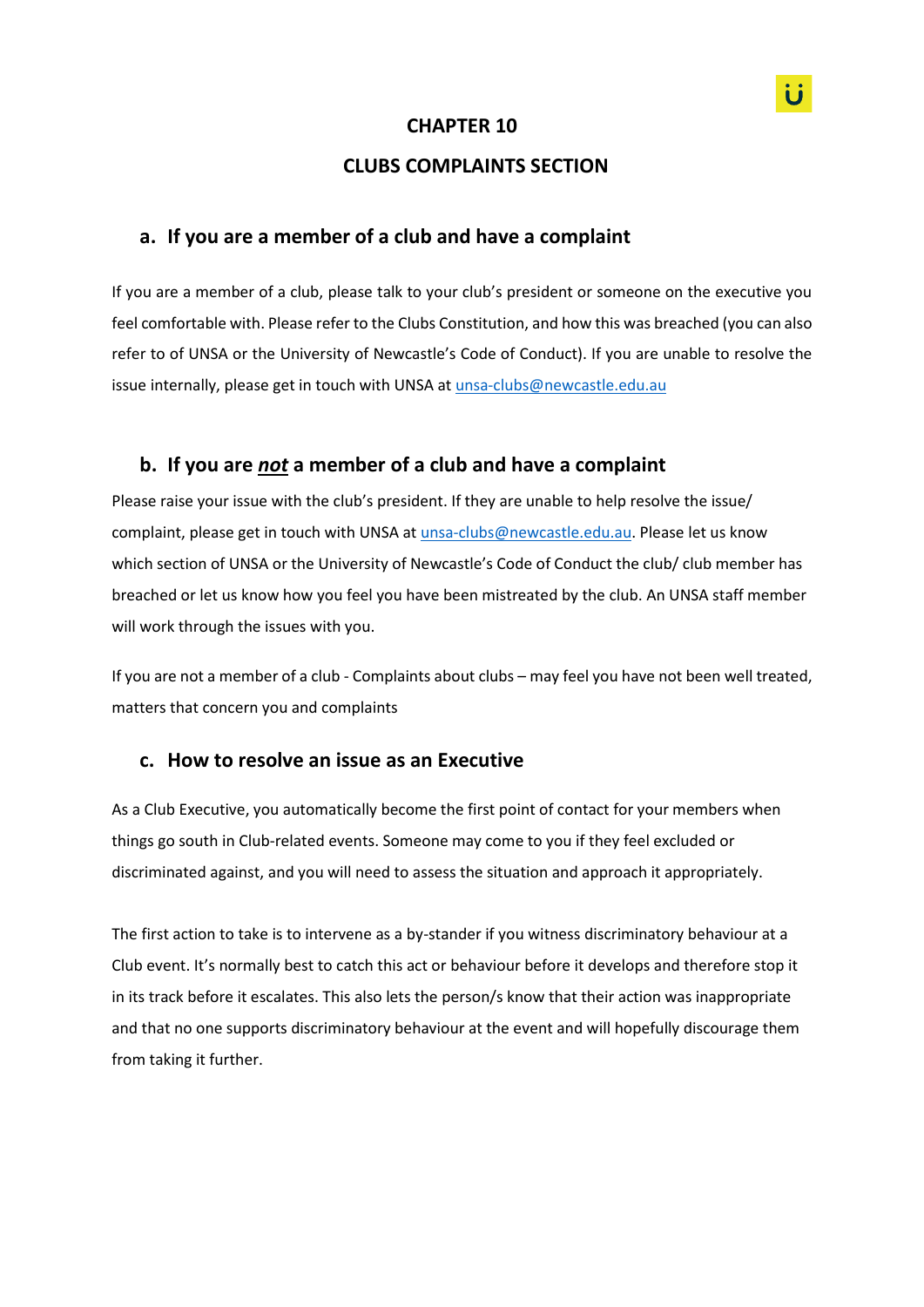# CHAPTER 10

# CLUBS COMPLAINTS SECTION

## a. If you are a member of a club and have a complaint

If you are a member of a club, please talk to your club's president or someone on the executive you feel comfortable with. Please refer to the Clubs Constitution, and how this was breached (you can also refer to of UNSA or the University of Newcastle's Code of Conduct). If you are unable to resolve the issue internally, please get in touch with UNSA at [unsa-clubs@newcastle.edu.au](mailto:unsa-clubs@newcastle.edu.au)

## b. If you are ***not*** a member of a club and have a complaint

Please raise your issue with the club's president. If they are unable to help resolve the issue/ complaint, please get in touch with UNSA at [unsa-clubs@newcastle.edu.au](mailto:unsa-clubs@newcastle.edu.au). Please let us know which section of UNSA or the University of Newcastle's Code of Conduct the club/ club member has breached or let us know how you feel you have been mistreated by the club. An UNSA staff member will work through the issues with you.

If you are not a member of a club - Complaints about clubs – may feel you have not been well treated, matters that concern you and complaints

## c. How to resolve an issue as an Executive

As a Club Executive, you automatically become the first point of contact for your members when things go south in Club-related events. Someone may come to you if they feel excluded or discriminated against, and you will need to assess the situation and approach it appropriately.

The first action to take is to intervene as a by-stander if you witness discriminatory behaviour at a Club event. It's normally best to catch this act or behaviour before it develops and therefore stop it in its track before it escalates. This also lets the person/s know that their action was inappropriate and that no one supports discriminatory behaviour at the event and will hopefully discourage them from taking it further.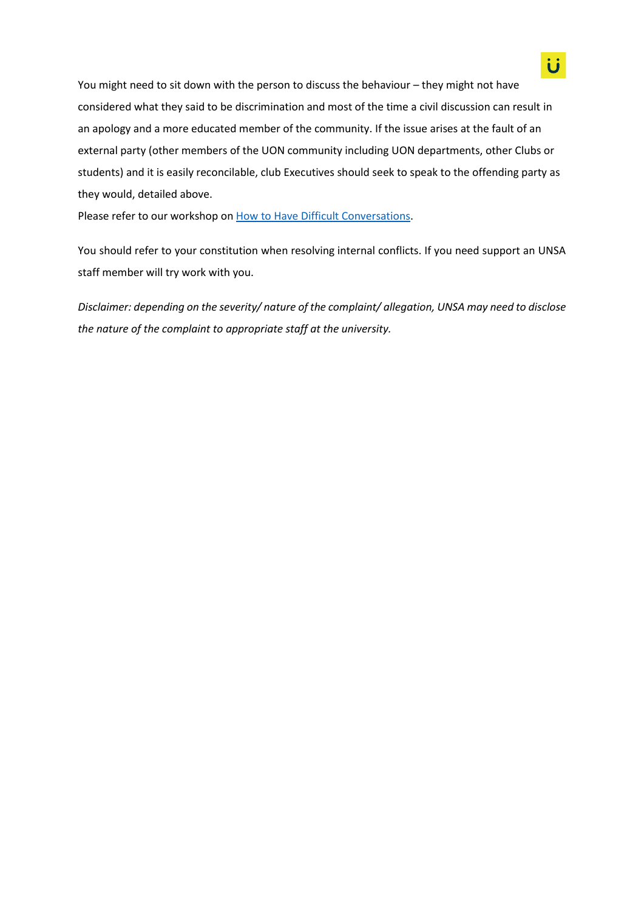You might need to sit down with the person to discuss the behaviour – they might not have considered what they said to be discrimination and most of the time a civil discussion can result in an apology and a more educated member of the community. If the issue arises at the fault of an external party (other members of the UON community including UON departments, other Clubs or students) and it is easily reconcilable, club Executives should seek to speak to the offending party as they would, detailed above.
Please refer to our workshop on How to Have Difficult Conversations.

You should refer to your constitution when resolving internal conflicts. If you need support an UNSA staff member will try work with you.

*Disclaimer: depending on the severity/ nature of the complaint/ allegation, UNSA may need to disclose the nature of the complaint to appropriate staff at the university.*